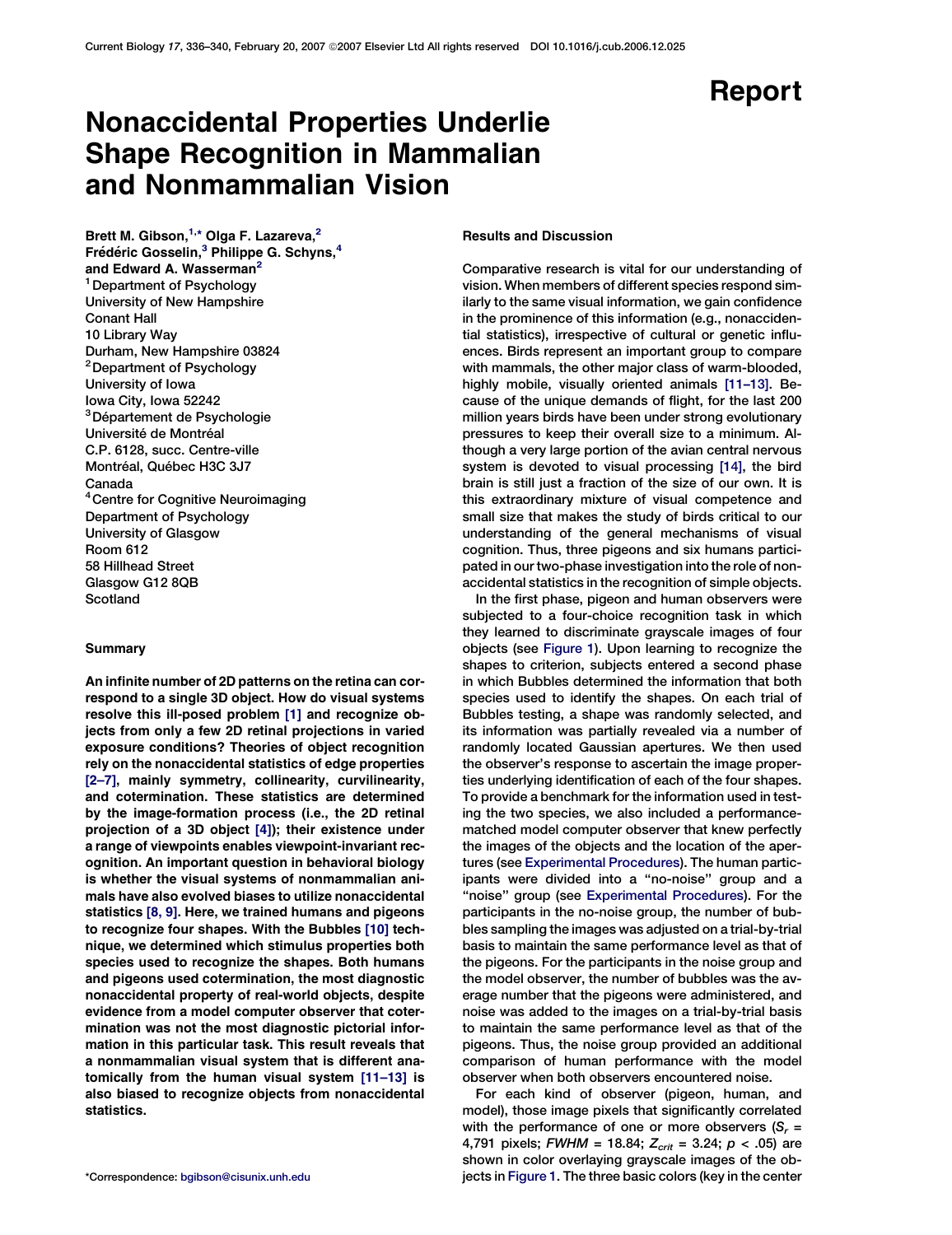# Report

# Nonaccidental Properties Underlie Shape Recognition in Mammalian and Nonmammalian Vision

Brett M. Gibson,[1,*] Olga F. Lazareva,[2] Frédéric Gosselin,[3] Philippe G. Schyns,[4] and Edward A. Wasserman[2]

[1] Department of Psychology
University of New Hampshire
Conant Hall
10 Library Way
Durham, New Hampshire 03824

[2] Department of Psychology
University of Iowa
Iowa City, Iowa 52242

[3] Département de Psychologie
Université de Montréal
C.P. 6128, succ. Centre-ville
Montréal, Québec H3C 3J7
Canada

[4] Centre for Cognitive Neuroimaging
Department of Psychology
University of Glasgow
Room 612
58 Hillhead Street
Glasgow G12 8QB
Scotland

## Summary

**An infinite number of 2D patterns on the retina can correspond to a single 3D object. How do visual systems resolve this ill-posed problem [1] and recognize objects from only a few 2D retinal projections in varied exposure conditions? Theories of object recognition rely on the nonaccidental statistics of edge properties [2–7], mainly symmetry, collinearity, curvilinearity, and cotermination. These statistics are determined by the image-formation process (i.e., the 2D retinal projection of a 3D object [4]); their existence under a range of viewpoints enables viewpoint-invariant recognition. An important question in behavioral biology is whether the visual systems of nonmammalian animals have also evolved biases to utilize nonaccidental statistics [8, 9]. Here, we trained humans and pigeons to recognize four shapes. With the Bubbles [10] technique, we determined which stimulus properties both species used to recognize the shapes. Both humans and pigeons used cotermination, the most diagnostic nonaccidental property of real-world objects, despite evidence from a model computer observer that cotermination was not the most diagnostic pictorial information in this particular task. This result reveals that a nonmammalian visual system that is different anatomically from the human visual system [11–13] is also biased to recognize objects from nonaccidental statistics.**

*Correspondence: bgibson@cisunix.unh.edu

## Results and Discussion

Comparative research is vital for our understanding of vision. When members of different species respond similarly to the same visual information, we gain confidence in the prominence of this information (e.g., nonaccidental statistics), irrespective of cultural or genetic influences. Birds represent an important group to compare with mammals, the other major class of warm-blooded, highly mobile, visually oriented animals [11–13]. Because of the unique demands of flight, for the last 200 million years birds have been under strong evolutionary pressures to keep their overall size to a minimum. Although a very large portion of the avian central nervous system is devoted to visual processing [14], the bird brain is still just a fraction of the size of our own. It is this extraordinary mixture of visual competence and small size that makes the study of birds critical to our understanding of the general mechanisms of visual cognition. Thus, three pigeons and six humans participated in our two-phase investigation into the role of nonaccidental statistics in the recognition of simple objects.

In the first phase, pigeon and human observers were subjected to a four-choice recognition task in which they learned to discriminate grayscale images of four objects (see Figure 1). Upon learning to recognize the shapes to criterion, subjects entered a second phase in which Bubbles determined the information that both species used to identify the shapes. On each trial of Bubbles testing, a shape was randomly selected, and its information was partially revealed via a number of randomly located Gaussian apertures. We then used the observer's response to ascertain the image properties underlying identification of each of the four shapes. To provide a benchmark for the information used in testing the two species, we also included a performance-matched model computer observer that knew perfectly the images of the objects and the location of the apertures (see Experimental Procedures). The human participants were divided into a "no-noise" group and a "noise" group (see Experimental Procedures). For the participants in the no-noise group, the number of bubbles sampling the images was adjusted on a trial-by-trial basis to maintain the same performance level as that of the pigeons. For the participants in the noise group and the model observer, the number of bubbles was the average number that the pigeons were administered, and noise was added to the images on a trial-by-trial basis to maintain the same performance level as that of the pigeons. Thus, the noise group provided an additional comparison of human performance with the model observer when both observers encountered noise.

For each kind of observer (pigeon, human, and model), those image pixels that significantly correlated with the performance of one or more observers ($S_r$ = 4,791 pixels; $FWHM$ = 18.84; $Z_{crit}$ = 3.24; $p < .05$) are shown in color overlaying grayscale images of the objects in Figure 1. The three basic colors (key in the center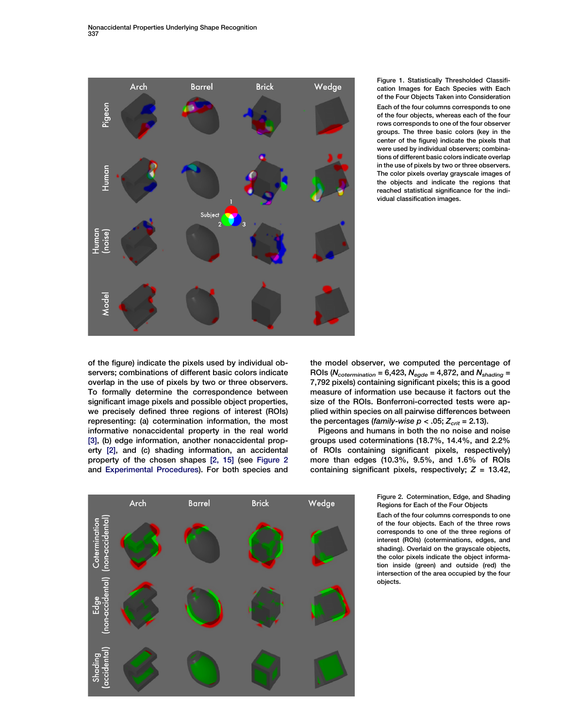Figure 1. Statistically Thresholded Classification Images for Each Species with Each of the Four Objects Taken into Consideration

Each of the four columns corresponds to one of the four objects, whereas each of the four rows corresponds to one of the four observer groups. The three basic colors (key in the center of the figure) indicate the pixels that were used by individual observers; combinations of different basic colors indicate overlap in the use of pixels by two or three observers. The color pixels overlay grayscale images of the objects and indicate the regions that reached statistical significance for the individual classification images.

of the figure) indicate the pixels used by individual observers; combinations of different basic colors indicate overlap in the use of pixels by two or three observers. To formally determine the correspondence between significant image pixels and possible object properties, we precisely defined three regions of interest (ROIs) representing: (a) cotermination information, the most informative nonaccidental property in the real world [3], (b) edge information, another nonaccidental property [2], and (c) shading information, an accidental property of the chosen shapes [2, 15] (see Figure 2 and Experimental Procedures). For both species and the model observer, we computed the percentage of ROIs ($N_{cotermination}$ = 6,423, $N_{egde}$ = 4,872, and $N_{shading}$ = 7,792 pixels) containing significant pixels; this is a good measure of information use because it factors out the size of the ROIs. Bonferroni-corrected tests were applied within species on all pairwise differences between the percentages (*family-wise* $p < .05$; $Z_{crit} = 2.13$).

Pigeons and humans in both the no noise and noise groups used coterminations (18.7%, 14.4%, and 2.2% of ROIs containing significant pixels, respectively) more than edges (10.3%, 9.5%, and 1.6% of ROIs containing significant pixels, respectively; $Z$ = 13.42,

Figure 2. Cotermination, Edge, and Shading Regions for Each of the Four Objects

Each of the four columns corresponds to one of the four objects. Each of the three rows corresponds to one of the three regions of interest (ROIs) (coterminations, edges, and shading). Overlaid on the grayscale objects, the color pixels indicate the object information inside (green) and outside (red) the intersection of the area occupied by the four objects.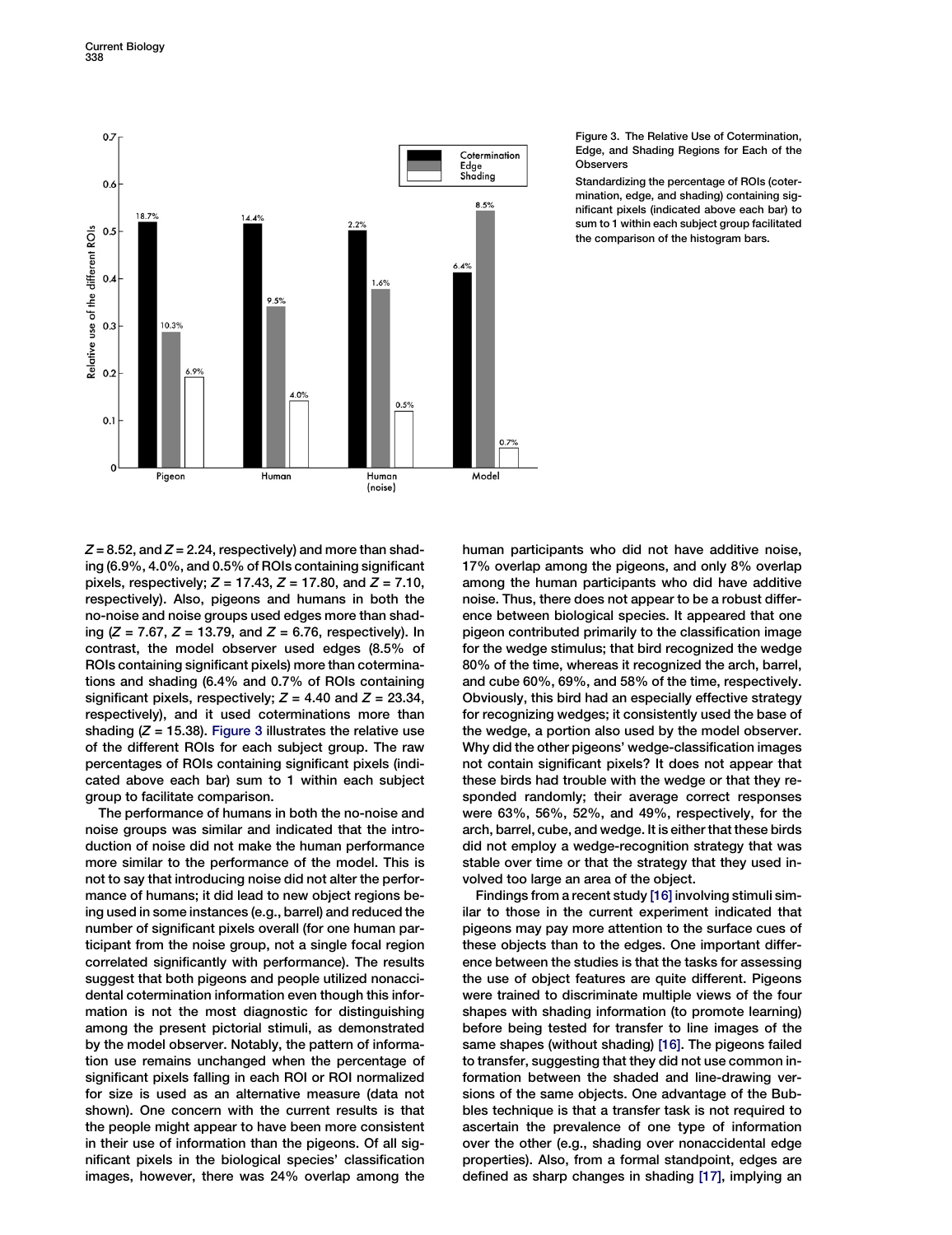Figure 3. The Relative Use of Cotermination, Edge, and Shading Regions for Each of the Observers

Standardizing the percentage of ROIs (cotermination, edge, and shading) containing significant pixels (indicated above each bar) to sum to 1 within each subject group facilitated the comparison of the histogram bars.

$Z = 8.52$, and $Z = 2.24$, respectively) and more than shading (6.9%, 4.0%, and 0.5% of ROIs containing significant pixels, respectively; $Z = 17.43$, $Z = 17.80$, and $Z = 7.10$, respectively). Also, pigeons and humans in both the no-noise and noise groups used edges more than shading ($Z = 7.67$, $Z = 13.79$, and $Z = 6.76$, respectively). In contrast, the model observer used edges (8.5% of ROIs containing significant pixels) more than coterminations and shading (6.4% and 0.7% of ROIs containing significant pixels, respectively; $Z = 4.40$ and $Z = 23.34$, respectively), and it used coterminations more than shading ($Z = 15.38$). Figure 3 illustrates the relative use of the different ROIs for each subject group. The raw percentages of ROIs containing significant pixels (indicated above each bar) sum to 1 within each subject group to facilitate comparison.

The performance of humans in both the no-noise and noise groups was similar and indicated that the introduction of noise did not make the human performance more similar to the performance of the model. This is not to say that introducing noise did not alter the performance of humans; it did lead to new object regions being used in some instances (e.g., barrel) and reduced the number of significant pixels overall (for one human participant from the noise group, not a single focal region correlated significantly with performance). The results suggest that both pigeons and people utilized nonaccidental cotermination information even though this information is not the most diagnostic for distinguishing among the present pictorial stimuli, as demonstrated by the model observer. Notably, the pattern of information use remains unchanged when the percentage of significant pixels falling in each ROI or ROI normalized for size is used as an alternative measure (data not shown). One concern with the current results is that the people might appear to have been more consistent in their use of information than the pigeons. Of all significant pixels in the biological species' classification images, however, there was 24% overlap among the human participants who did not have additive noise, 17% overlap among the pigeons, and only 8% overlap among the human participants who did have additive noise. Thus, there does not appear to be a robust difference between biological species. It appeared that one pigeon contributed primarily to the classification image for the wedge stimulus; that bird recognized the wedge 80% of the time, whereas it recognized the arch, barrel, and cube 60%, 69%, and 58% of the time, respectively. Obviously, this bird had an especially effective strategy for recognizing wedges; it consistently used the base of the wedge, a portion also used by the model observer. Why did the other pigeons' wedge-classification images not contain significant pixels? It does not appear that these birds had trouble with the wedge or that they responded randomly; their average correct responses were 63%, 56%, 52%, and 49%, respectively, for the arch, barrel, cube, and wedge. It is either that these birds did not employ a wedge-recognition strategy that was stable over time or that the strategy that they used involved too large an area of the object.

Findings from a recent study [16] involving stimuli similar to those in the current experiment indicated that pigeons may pay more attention to the surface cues of these objects than to the edges. One important difference between the studies is that the tasks for assessing the use of object features are quite different. Pigeons were trained to discriminate multiple views of the four shapes with shading information (to promote learning) before being tested for transfer to line images of the same shapes (without shading) [16]. The pigeons failed to transfer, suggesting that they did not use common information between the shaded and line-drawing versions of the same objects. One advantage of the Bubbles technique is that a transfer task is not required to ascertain the prevalence of one type of information over the other (e.g., shading over nonaccidental edge properties). Also, from a formal standpoint, edges are defined as sharp changes in shading [17], implying an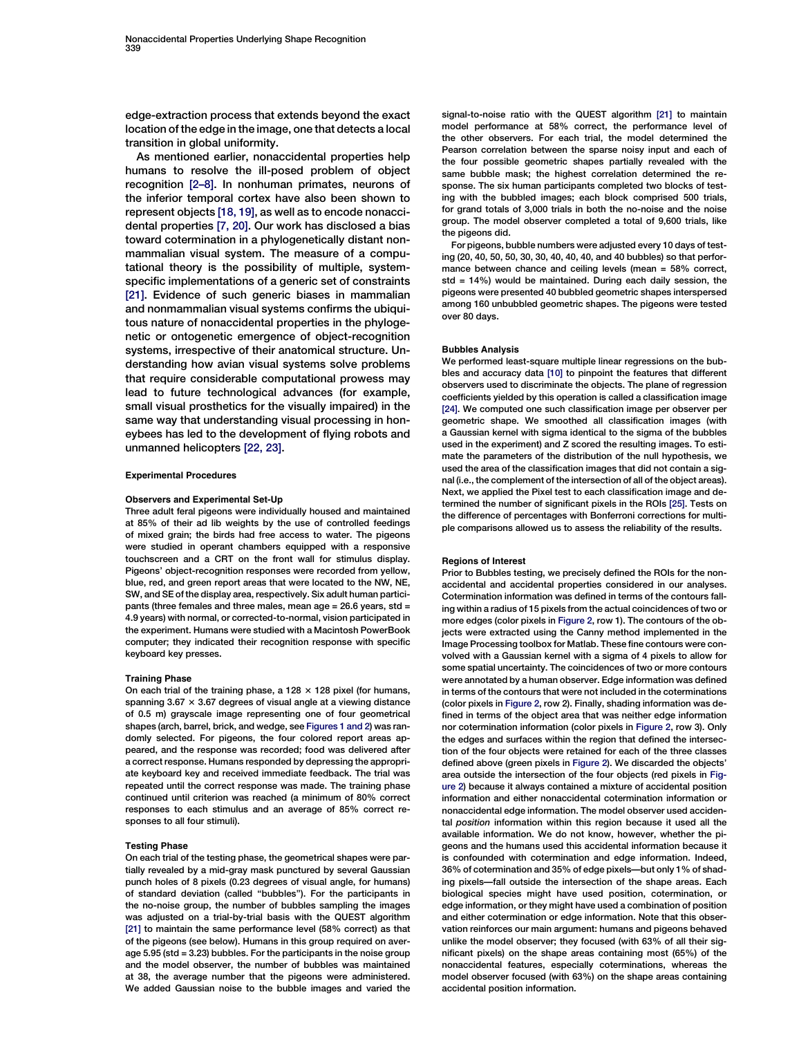edge-extraction process that extends beyond the exact location of the edge in the image, one that detects a local transition in global uniformity.

As mentioned earlier, nonaccidental properties help humans to resolve the ill-posed problem of object recognition [2–8]. In nonhuman primates, neurons of the inferior temporal cortex have also been shown to represent objects [18, 19], as well as to encode nonaccidental properties [7, 20]. Our work has disclosed a bias toward cotermination in a phylogenetically distant nonmammalian visual system. The measure of a computational theory is the possibility of multiple, system-specific implementations of a generic set of constraints [21]. Evidence of such generic biases in mammalian and nonmammalian visual systems confirms the ubiquitous nature of nonaccidental properties in the phylogenetic or ontogenetic emergence of object-recognition systems, irrespective of their anatomical structure. Understanding how avian visual systems solve problems that require considerable computational prowess may lead to future technological advances (for example, small visual prosthetics for the visually impaired) in the same way that understanding visual processing in honeybees has led to the development of flying robots and unmanned helicopters [22, 23].

## Experimental Procedures

### Observers and Experimental Set-Up

Three adult feral pigeons were individually housed and maintained at 85% of their ad lib weights by the use of controlled feedings of mixed grain; the birds had free access to water. The pigeons were studied in operant chambers equipped with a responsive touchscreen and a CRT on the front wall for stimulus display. Pigeons' object-recognition responses were recorded from yellow, blue, red, and green report areas that were located to the NW, NE, SW, and SE of the display area, respectively. Six adult human participants (three females and three males, mean age = 26.6 years, std = 4.9 years) with normal, or corrected-to-normal, vision participated in the experiment. Humans were studied with a Macintosh PowerBook computer; they indicated their recognition response with specific keyboard key presses.

### Training Phase

On each trial of the training phase, a 128 × 128 pixel (for humans, spanning 3.67 × 3.67 degrees of visual angle at a viewing distance of 0.5 m) grayscale image representing one of four geometrical shapes (arch, barrel, brick, and wedge, see Figures 1 and 2) was randomly selected. For pigeons, the four colored report areas appeared, and the response was recorded; food was delivered after a correct response. Humans responded by depressing the appropriate keyboard key and received immediate feedback. The trial was repeated until the correct response was made. The training phase continued until criterion was reached (a minimum of 80% correct responses to each stimulus and an average of 85% correct responses to all four stimuli).

### Testing Phase

On each trial of the testing phase, the geometrical shapes were partially revealed by a mid-gray mask punctured by several Gaussian punch holes of 8 pixels (0.23 degrees of visual angle, for humans) of standard deviation (called "bubbles"). For the participants in the no-noise group, the number of bubbles sampling the images was adjusted on a trial-by-trial basis with the QUEST algorithm [21] to maintain the same performance level (58% correct) as that of the pigeons (see below). Humans in this group required on average 5.95 (std = 3.23) bubbles. For the participants in the noise group and the model observer, the number of bubbles was maintained at 38, the average number that the pigeons were administered. We added Gaussian noise to the bubble images and varied the signal-to-noise ratio with the QUEST algorithm [21] to maintain model performance at 58% correct, the performance level of the other observers. For each trial, the model determined the Pearson correlation between the sparse noisy input and each of the four possible geometric shapes partially revealed with the same bubble mask; the highest correlation determined the response. The six human participants completed two blocks of testing with the bubbled images; each block comprised 500 trials, for grand totals of 3,000 trials in both the no-noise and the noise group. The model observer completed a total of 9,600 trials, like the pigeons did.

For pigeons, bubble numbers were adjusted every 10 days of testing (20, 40, 50, 50, 30, 30, 40, 40, 40, and 40 bubbles) so that performance between chance and ceiling levels (mean = 58% correct, std = 14%) would be maintained. During each daily session, the pigeons were presented 40 bubbled geometric shapes interspersed among 160 unbubbled geometric shapes. The pigeons were tested over 80 days.

### Bubbles Analysis

We performed least-square multiple linear regressions on the bubbles and accuracy data [10] to pinpoint the features that different observers used to discriminate the objects. The plane of regression coefficients yielded by this operation is called a classification image [24]. We computed one such classification image per observer per geometric shape. We smoothed all classification images (with a Gaussian kernel with sigma identical to the sigma of the bubbles used in the experiment) and Z scored the resulting images. To estimate the parameters of the distribution of the null hypothesis, we used the area of the classification images that did not contain a signal (i.e., the complement of the intersection of all of the object areas). Next, we applied the Pixel test to each classification image and determined the number of significant pixels in the ROIs [25]. Tests on the difference of percentages with Bonferroni corrections for multiple comparisons allowed us to assess the reliability of the results.

### Regions of Interest

Prior to Bubbles testing, we precisely defined the ROIs for the nonaccidental and accidental properties considered in our analyses. Cotermination information was defined in terms of the contours falling within a radius of 15 pixels from the actual coincidences of two or more edges (color pixels in Figure 2, row 1). The contours of the objects were extracted using the Canny method implemented in the Image Processing toolbox for Matlab. These fine contours were convolved with a Gaussian kernel with a sigma of 4 pixels to allow for some spatial uncertainty. The coincidences of two or more contours were annotated by a human observer. Edge information was defined in terms of the contours that were not included in the coterminations (color pixels in Figure 2, row 2). Finally, shading information was defined in terms of the object area that was neither edge information nor cotermination information (color pixels in Figure 2, row 3). Only the edges and surfaces within the region that defined the intersection of the four objects were retained for each of the three classes defined above (green pixels in Figure 2). We discarded the objects' area outside the intersection of the four objects (red pixels in Figure 2) because it always contained a mixture of accidental position information and either nonaccidental cotermination information or nonaccidental edge information. The model observer used accidental *position* information within this region because it used all the available information. We do not know, however, whether the pigeons and the humans used this accidental information because it is confounded with cotermination and edge information. Indeed, 36% of cotermination and 35% of edge pixels—but only 1% of shading pixels—fall outside the intersection of the shape areas. Each biological species might have used position, cotermination, or edge information, or they might have used a combination of position and either cotermination or edge information. Note that this observation reinforces our main argument: humans and pigeons behaved unlike the model observer; they focused (with 63% of all their significant pixels) on the shape areas containing most (65%) of the nonaccidental features, especially coterminations, whereas the model observer focused (with 63%) on the shape areas containing accidental position information.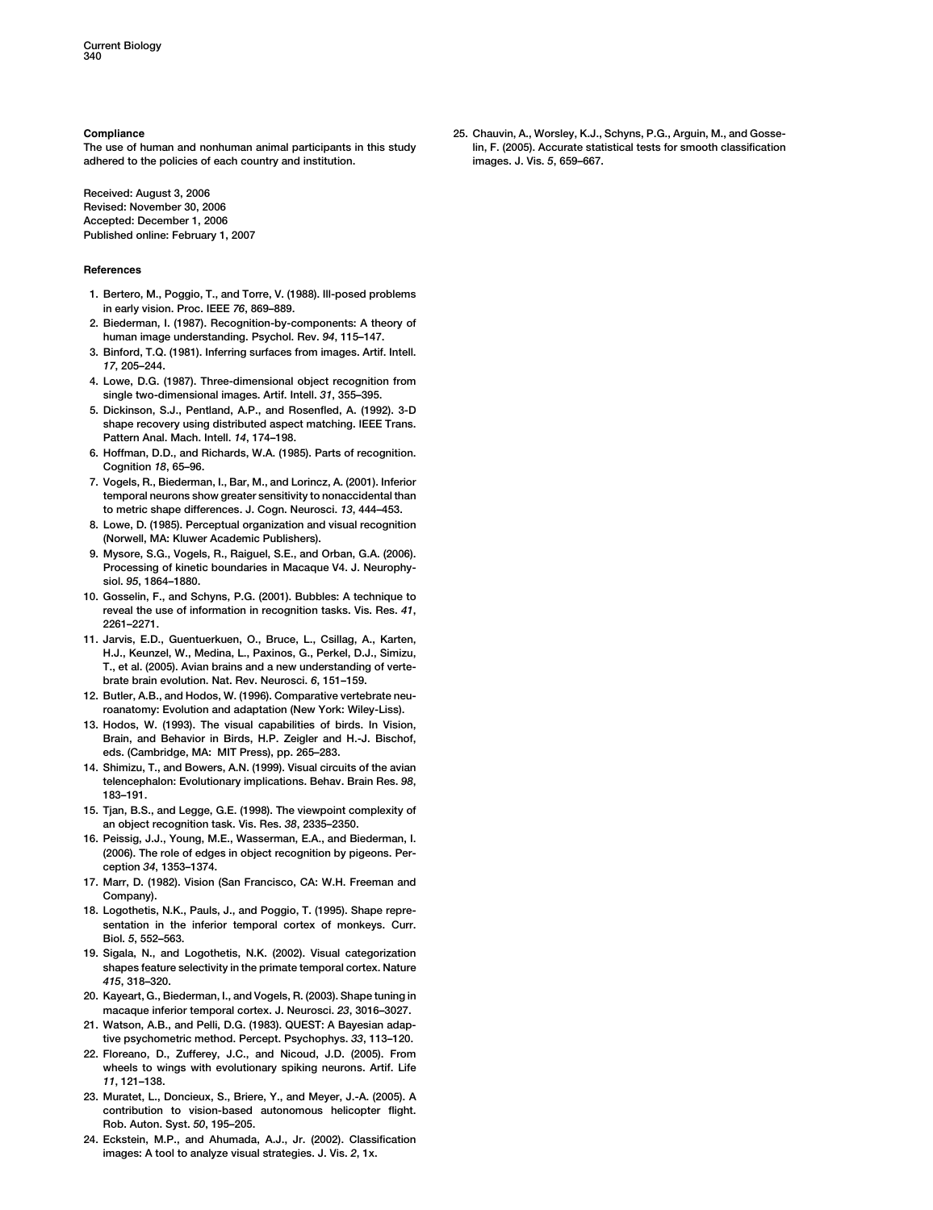### Compliance

The use of human and nonhuman animal participants in this study adhered to the policies of each country and institution.

Received: August 3, 2006
Revised: November 30, 2006
Accepted: December 1, 2006
Published online: February 1, 2007

### References

1. Bertero, M., Poggio, T., and Torre, V. (1988). Ill-posed problems in early vision. Proc. IEEE *76*, 869–889.
2. Biederman, I. (1987). Recognition-by-components: A theory of human image understanding. Psychol. Rev. *94*, 115–147.
3. Binford, T.Q. (1981). Inferring surfaces from images. Artif. Intell. *17*, 205–244.
4. Lowe, D.G. (1987). Three-dimensional object recognition from single two-dimensional images. Artif. Intell. *31*, 355–395.
5. Dickinson, S.J., Pentland, A.P., and Rosenfled, A. (1992). 3-D shape recovery using distributed aspect matching. IEEE Trans. Pattern Anal. Mach. Intell. *14*, 174–198.
6. Hoffman, D.D., and Richards, W.A. (1985). Parts of recognition. Cognition *18*, 65–96.
7. Vogels, R., Biederman, I., Bar, M., and Lorincz, A. (2001). Inferior temporal neurons show greater sensitivity to nonaccidental than to metric shape differences. J. Cogn. Neurosci. *13*, 444–453.
8. Lowe, D. (1985). Perceptual organization and visual recognition (Norwell, MA: Kluwer Academic Publishers).
9. Mysore, S.G., Vogels, R., Raiguel, S.E., and Orban, G.A. (2006). Processing of kinetic boundaries in Macaque V4. J. Neurophysiol. *95*, 1864–1880.
10. Gosselin, F., and Schyns, P.G. (2001). Bubbles: A technique to reveal the use of information in recognition tasks. Vis. Res. *41*, 2261–2271.
11. Jarvis, E.D., Guentuerkuen, O., Bruce, L., Csillag, A., Karten, H.J., Keunzel, W., Medina, L., Paxinos, G., Perkel, D.J., Simizu, T., et al. (2005). Avian brains and a new understanding of vertebrate brain evolution. Nat. Rev. Neurosci. *6*, 151–159.
12. Butler, A.B., and Hodos, W. (1996). Comparative vertebrate neuroanatomy: Evolution and adaptation (New York: Wiley-Liss).
13. Hodos, W. (1993). The visual capabilities of birds. In Vision, Brain, and Behavior in Birds, H.P. Zeigler and H.-J. Bischof, eds. (Cambridge, MA: MIT Press), pp. 265–283.
14. Shimizu, T., and Bowers, A.N. (1999). Visual circuits of the avian telencephalon: Evolutionary implications. Behav. Brain Res. *98*, 183–191.
15. Tjan, B.S., and Legge, G.E. (1998). The viewpoint complexity of an object recognition task. Vis. Res. *38*, 2335–2350.
16. Peissig, J.J., Young, M.E., Wasserman, E.A., and Biederman, I. (2006). The role of edges in object recognition by pigeons. Perception *34*, 1353–1374.
17. Marr, D. (1982). Vision (San Francisco, CA: W.H. Freeman and Company).
18. Logothetis, N.K., Pauls, J., and Poggio, T. (1995). Shape representation in the inferior temporal cortex of monkeys. Curr. Biol. *5*, 552–563.
19. Sigala, N., and Logothetis, N.K. (2002). Visual categorization shapes feature selectivity in the primate temporal cortex. Nature *415*, 318–320.
20. Kayeart, G., Biederman, I., and Vogels, R. (2003). Shape tuning in macaque inferior temporal cortex. J. Neurosci. *23*, 3016–3027.
21. Watson, A.B., and Pelli, D.G. (1983). QUEST: A Bayesian adaptive psychometric method. Percept. Psychophys. *33*, 113–120.
22. Floreano, D., Zufferey, J.C., and Nicoud, J.D. (2005). From wheels to wings with evolutionary spiking neurons. Artif. Life *11*, 121–138.
23. Muratet, L., Doncieux, S., Briere, Y., and Meyer, J.-A. (2005). A contribution to vision-based autonomous helicopter flight. Rob. Auton. Syst. *50*, 195–205.
24. Eckstein, M.P., and Ahumada, A.J., Jr. (2002). Classification images: A tool to analyze visual strategies. J. Vis. *2*, 1x.
25. Chauvin, A., Worsley, K.J., Schyns, P.G., Arguin, M., and Gosselin, F. (2005). Accurate statistical tests for smooth classification images. J. Vis. *5*, 659–667.